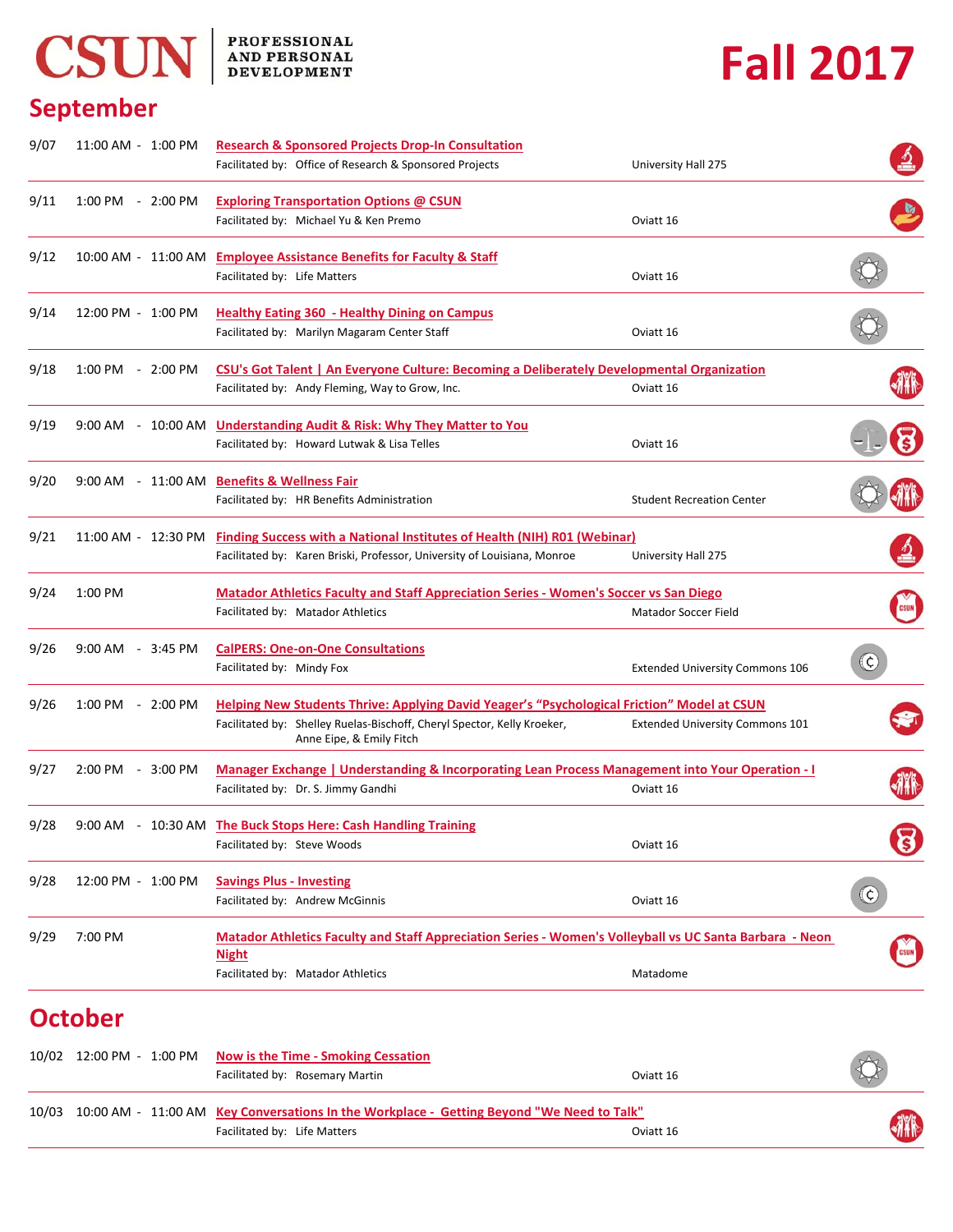# CSUN | PROFESSIONAL AND PERSONAL DEVELOPMENT

# Fall 2017

## September

| Date | Time | Event | Location |
|---|---|---|---|
| 9/07 | 11:00 AM - 1:00 PM | **Research & Sponsored Projects Drop-In Consultation**<br>Facilitated by: Office of Research & Sponsored Projects | University Hall 275 |
| 9/11 | 1:00 PM - 2:00 PM | **Exploring Transportation Options @ CSUN**<br>Facilitated by: Michael Yu & Ken Premo | Oviatt 16 |
| 9/12 | 10:00 AM - 11:00 AM | **Employee Assistance Benefits for Faculty & Staff**<br>Facilitated by: Life Matters | Oviatt 16 |
| 9/14 | 12:00 PM - 1:00 PM | **Healthy Eating 360 - Healthy Dining on Campus**<br>Facilitated by: Marilyn Magaram Center Staff | Oviatt 16 |
| 9/18 | 1:00 PM - 2:00 PM | **CSU's Got Talent \| An Everyone Culture: Becoming a Deliberately Developmental Organization**<br>Facilitated by: Andy Fleming, Way to Grow, Inc. | Oviatt 16 |
| 9/19 | 9:00 AM - 10:00 AM | **Understanding Audit & Risk: Why They Matter to You**<br>Facilitated by: Howard Lutwak & Lisa Telles | Oviatt 16 |
| 9/20 | 9:00 AM - 11:00 AM | **Benefits & Wellness Fair**<br>Facilitated by: HR Benefits Administration | Student Recreation Center |
| 9/21 | 11:00 AM - 12:30 PM | **Finding Success with a National Institutes of Health (NIH) R01 (Webinar)**<br>Facilitated by: Karen Briski, Professor, University of Louisiana, Monroe | University Hall 275 |
| 9/24 | 1:00 PM | **Matador Athletics Faculty and Staff Appreciation Series - Women's Soccer vs San Diego**<br>Facilitated by: Matador Athletics | Matador Soccer Field |
| 9/26 | 9:00 AM - 3:45 PM | **CalPERS: One-on-One Consultations**<br>Facilitated by: Mindy Fox | Extended University Commons 106 |
| 9/26 | 1:00 PM - 2:00 PM | **Helping New Students Thrive: Applying David Yeager's "Psychological Friction" Model at CSUN**<br>Facilitated by: Shelley Ruelas-Bischoff, Cheryl Spector, Kelly Kroeker, Anne Eipe, & Emily Fitch | Extended University Commons 101 |
| 9/27 | 2:00 PM - 3:00 PM | **Manager Exchange \| Understanding & Incorporating Lean Process Management into Your Operation - I**<br>Facilitated by: Dr. S. Jimmy Gandhi | Oviatt 16 |
| 9/28 | 9:00 AM - 10:30 AM | **The Buck Stops Here: Cash Handling Training**<br>Facilitated by: Steve Woods | Oviatt 16 |
| 9/28 | 12:00 PM - 1:00 PM | **Savings Plus - Investing**<br>Facilitated by: Andrew McGinnis | Oviatt 16 |
| 9/29 | 7:00 PM | **Matador Athletics Faculty and Staff Appreciation Series - Women's Volleyball vs UC Santa Barbara - Neon Night**<br>Facilitated by: Matador Athletics | Matadome |

## October

| Date | Time | Event | Location |
|---|---|---|---|
| 10/02 | 12:00 PM - 1:00 PM | **Now is the Time - Smoking Cessation**<br>Facilitated by: Rosemary Martin | Oviatt 16 |
| 10/03 | 10:00 AM - 11:00 AM | **Key Conversations In the Workplace - Getting Beyond "We Need to Talk"**<br>Facilitated by: Life Matters | Oviatt 16 |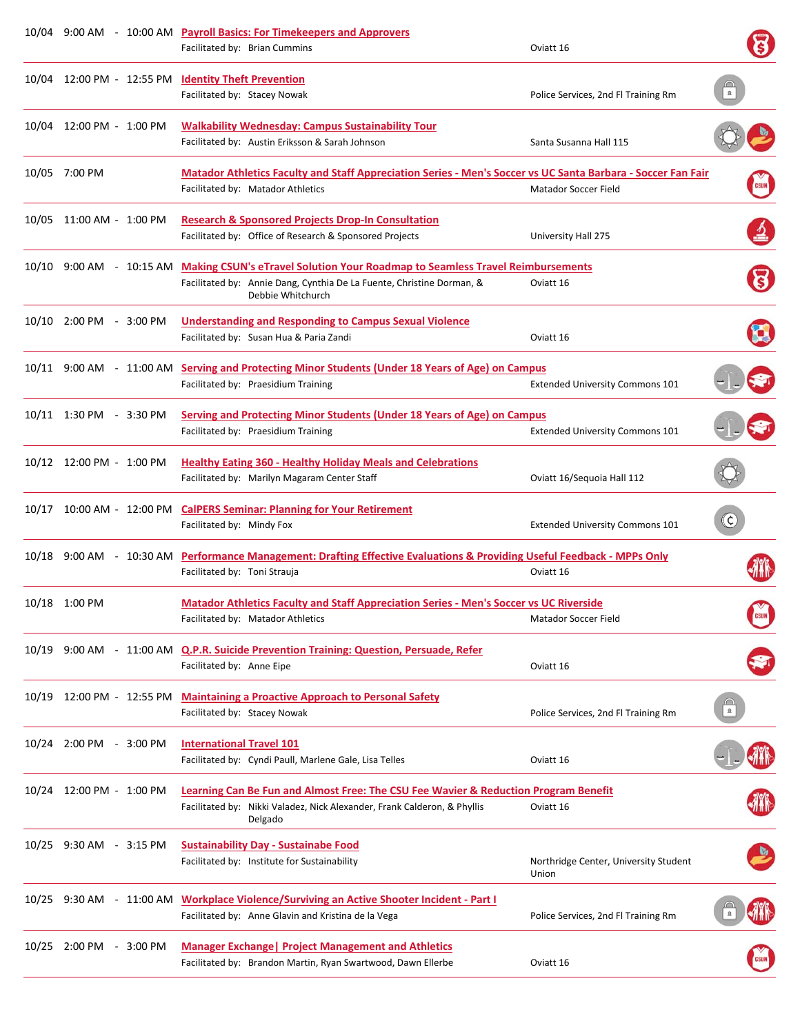| Date | Time | Session | Facilitated by | Location |
|---|---|---|---|---|
| 10/04 | 9:00 AM - 10:00 AM | Payroll Basics: For Timekeepers and Approvers | Brian Cummins | Oviatt 16 |
| 10/04 | 12:00 PM - 12:55 PM | Identity Theft Prevention | Stacey Nowak | Police Services, 2nd Fl Training Rm |
| 10/04 | 12:00 PM - 1:00 PM | Walkability Wednesday: Campus Sustainability Tour | Austin Eriksson & Sarah Johnson | Santa Susanna Hall 115 |
| 10/05 | 7:00 PM | Matador Athletics Faculty and Staff Appreciation Series - Men's Soccer vs UC Santa Barbara - Soccer Fan Fair | Matador Athletics | Matador Soccer Field |
| 10/05 | 11:00 AM - 1:00 PM | Research & Sponsored Projects Drop-In Consultation | Office of Research & Sponsored Projects | University Hall 275 |
| 10/10 | 9:00 AM - 10:15 AM | Making CSUN's eTravel Solution Your Roadmap to Seamless Travel Reimbursements | Annie Dang, Cynthia De La Fuente, Christine Dorman, & Debbie Whitchurch | Oviatt 16 |
| 10/10 | 2:00 PM - 3:00 PM | Understanding and Responding to Campus Sexual Violence | Susan Hua & Paria Zandi | Oviatt 16 |
| 10/11 | 9:00 AM - 11:00 AM | Serving and Protecting Minor Students (Under 18 Years of Age) on Campus | Praesidium Training | Extended University Commons 101 |
| 10/11 | 1:30 PM - 3:30 PM | Serving and Protecting Minor Students (Under 18 Years of Age) on Campus | Praesidium Training | Extended University Commons 101 |
| 10/12 | 12:00 PM - 1:00 PM | Healthy Eating 360 - Healthy Holiday Meals and Celebrations | Marilyn Magaram Center Staff | Oviatt 16/Sequoia Hall 112 |
| 10/17 | 10:00 AM - 12:00 PM | CalPERS Seminar: Planning for Your Retirement | Mindy Fox | Extended University Commons 101 |
| 10/18 | 9:00 AM - 10:30 AM | Performance Management: Drafting Effective Evaluations & Providing Useful Feedback - MPPs Only | Toni Strauja | Oviatt 16 |
| 10/18 | 1:00 PM | Matador Athletics Faculty and Staff Appreciation Series - Men's Soccer vs UC Riverside | Matador Athletics | Matador Soccer Field |
| 10/19 | 9:00 AM - 11:00 AM | Q.P.R. Suicide Prevention Training: Question, Persuade, Refer | Anne Eipe | Oviatt 16 |
| 10/19 | 12:00 PM - 12:55 PM | Maintaining a Proactive Approach to Personal Safety | Stacey Nowak | Police Services, 2nd Fl Training Rm |
| 10/24 | 2:00 PM - 3:00 PM | International Travel 101 | Cyndi Paull, Marlene Gale, Lisa Telles | Oviatt 16 |
| 10/24 | 12:00 PM - 1:00 PM | Learning Can Be Fun and Almost Free: The CSU Fee Wavier & Reduction Program Benefit | Nikki Valadez, Nick Alexander, Frank Calderon, & Phyllis Delgado | Oviatt 16 |
| 10/25 | 9:30 AM - 3:15 PM | Sustainability Day - Sustainabe Food | Institute for Sustainability | Northridge Center, University Student Union |
| 10/25 | 9:30 AM - 11:00 AM | Workplace Violence/Surviving an Active Shooter Incident - Part I | Anne Glavin and Kristina de la Vega | Police Services, 2nd Fl Training Rm |
| 10/25 | 2:00 PM - 3:00 PM | Manager Exchange\| Project Management and Athletics | Brandon Martin, Ryan Swartwood, Dawn Ellerbe | Oviatt 16 |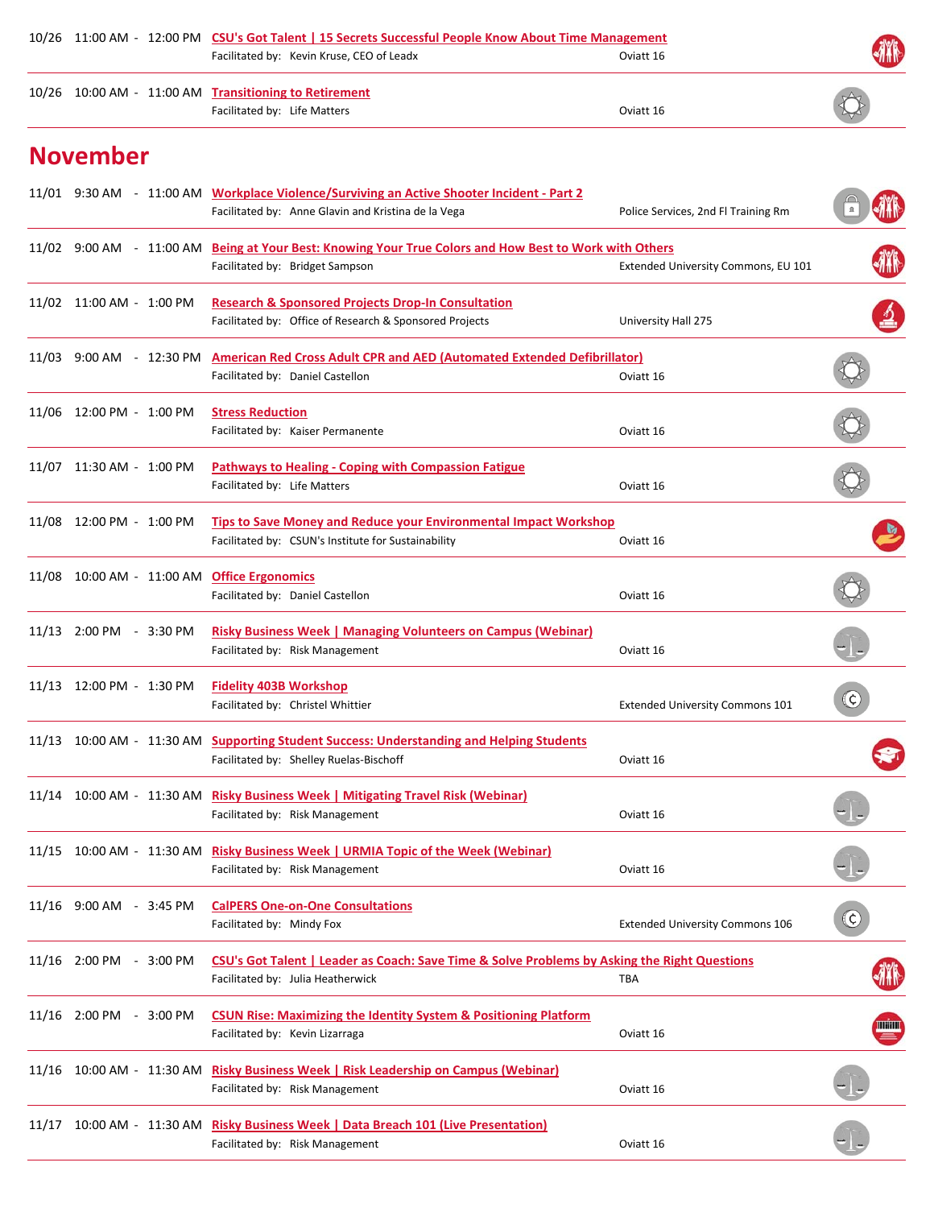10/26 11:00 AM - 12:00 PM **CSU's Got Talent | 15 Secrets Successful People Know About Time Management**
Facilitated by: Kevin Kruse, CEO of Leadx — Oviatt 16

10/26 10:00 AM - 11:00 AM **Transitioning to Retirement**
Facilitated by: Life Matters — Oviatt 16

# November

11/01 9:30 AM - 11:00 AM **Workplace Violence/Surviving an Active Shooter Incident - Part 2**
Facilitated by: Anne Glavin and Kristina de la Vega — Police Services, 2nd Fl Training Rm

11/02 9:00 AM - 11:00 AM **Being at Your Best: Knowing Your True Colors and How Best to Work with Others**
Facilitated by: Bridget Sampson — Extended University Commons, EU 101

11/02 11:00 AM - 1:00 PM **Research & Sponsored Projects Drop-In Consultation**
Facilitated by: Office of Research & Sponsored Projects — University Hall 275

11/03 9:00 AM - 12:30 PM **American Red Cross Adult CPR and AED (Automated Extended Defibrillator)**
Facilitated by: Daniel Castellon — Oviatt 16

11/06 12:00 PM - 1:00 PM **Stress Reduction**
Facilitated by: Kaiser Permanente — Oviatt 16

11/07 11:30 AM - 1:00 PM **Pathways to Healing - Coping with Compassion Fatigue**
Facilitated by: Life Matters — Oviatt 16

11/08 12:00 PM - 1:00 PM **Tips to Save Money and Reduce your Environmental Impact Workshop**
Facilitated by: CSUN's Institute for Sustainability — Oviatt 16

11/08 10:00 AM - 11:00 AM **Office Ergonomics**
Facilitated by: Daniel Castellon — Oviatt 16

11/13 2:00 PM - 3:30 PM **Risky Business Week | Managing Volunteers on Campus (Webinar)**
Facilitated by: Risk Management — Oviatt 16

11/13 12:00 PM - 1:30 PM **Fidelity 403B Workshop**
Facilitated by: Christel Whittier — Extended University Commons 101

11/13 10:00 AM - 11:30 AM **Supporting Student Success: Understanding and Helping Students**
Facilitated by: Shelley Ruelas-Bischoff — Oviatt 16

11/14 10:00 AM - 11:30 AM **Risky Business Week | Mitigating Travel Risk (Webinar)**
Facilitated by: Risk Management — Oviatt 16

11/15 10:00 AM - 11:30 AM **Risky Business Week | URMIA Topic of the Week (Webinar)**
Facilitated by: Risk Management — Oviatt 16

11/16 9:00 AM - 3:45 PM **CalPERS One-on-One Consultations**
Facilitated by: Mindy Fox — Extended University Commons 106

11/16 2:00 PM - 3:00 PM **CSU's Got Talent | Leader as Coach: Save Time & Solve Problems by Asking the Right Questions**
Facilitated by: Julia Heatherwick — TBA

11/16 2:00 PM - 3:00 PM **CSUN Rise: Maximizing the Identity System & Positioning Platform**
Facilitated by: Kevin Lizarraga — Oviatt 16

11/16 10:00 AM - 11:30 AM **Risky Business Week | Risk Leadership on Campus (Webinar)**
Facilitated by: Risk Management — Oviatt 16

11/17 10:00 AM - 11:30 AM **Risky Business Week | Data Breach 101 (Live Presentation)**
Facilitated by: Risk Management — Oviatt 16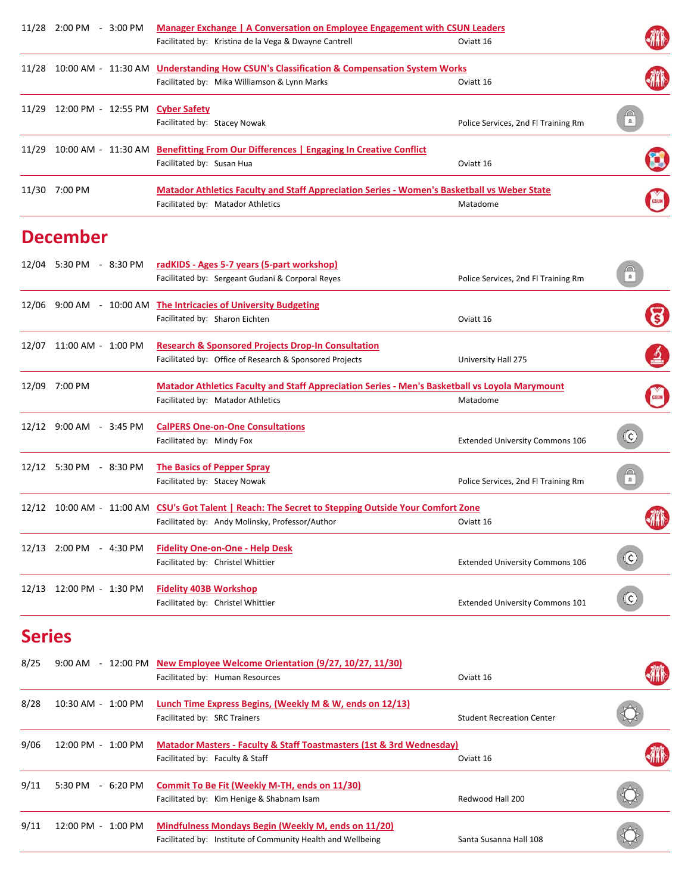11/28 2:00 PM - 3:00 PM **Manager Exchange | A Conversation on Employee Engagement with CSUN Leaders**
Facilitated by: Kristina de la Vega & Dwayne Cantrell — Oviatt 16

11/28 10:00 AM - 11:30 AM **Understanding How CSUN's Classification & Compensation System Works**
Facilitated by: Mika Williamson & Lynn Marks — Oviatt 16

11/29 12:00 PM - 12:55 PM **Cyber Safety**
Facilitated by: Stacey Nowak — Police Services, 2nd Fl Training Rm

11/29 10:00 AM - 11:30 AM **Benefitting From Our Differences | Engaging In Creative Conflict**
Facilitated by: Susan Hua — Oviatt 16

11/30 7:00 PM **Matador Athletics Faculty and Staff Appreciation Series - Women's Basketball vs Weber State**
Facilitated by: Matador Athletics — Matadome

## December

12/04 5:30 PM - 8:30 PM **radKIDS - Ages 5-7 years (5-part workshop)**
Facilitated by: Sergeant Gudani & Corporal Reyes — Police Services, 2nd Fl Training Rm

12/06 9:00 AM - 10:00 AM **The Intricacies of University Budgeting**
Facilitated by: Sharon Eichten — Oviatt 16

12/07 11:00 AM - 1:00 PM **Research & Sponsored Projects Drop-In Consultation**
Facilitated by: Office of Research & Sponsored Projects — University Hall 275

12/09 7:00 PM **Matador Athletics Faculty and Staff Appreciation Series - Men's Basketball vs Loyola Marymount**
Facilitated by: Matador Athletics — Matadome

12/12 9:00 AM - 3:45 PM **CalPERS One-on-One Consultations**
Facilitated by: Mindy Fox — Extended University Commons 106

12/12 5:30 PM - 8:30 PM **The Basics of Pepper Spray**
Facilitated by: Stacey Nowak — Police Services, 2nd Fl Training Rm

12/12 10:00 AM - 11:00 AM **CSU's Got Talent | Reach: The Secret to Stepping Outside Your Comfort Zone**
Facilitated by: Andy Molinsky, Professor/Author — Oviatt 16

12/13 2:00 PM - 4:30 PM **Fidelity One-on-One - Help Desk**
Facilitated by: Christel Whittier — Extended University Commons 106

12/13 12:00 PM - 1:30 PM **Fidelity 403B Workshop**
Facilitated by: Christel Whittier — Extended University Commons 101

## Series

8/25 9:00 AM - 12:00 PM **New Employee Welcome Orientation (9/27, 10/27, 11/30)**
Facilitated by: Human Resources — Oviatt 16

8/28 10:30 AM - 1:00 PM **Lunch Time Express Begins, (Weekly M & W, ends on 12/13)**
Facilitated by: SRC Trainers — Student Recreation Center

9/06 12:00 PM - 1:00 PM **Matador Masters - Faculty & Staff Toastmasters (1st & 3rd Wednesday)**
Facilitated by: Faculty & Staff — Oviatt 16

9/11 5:30 PM - 6:20 PM **Commit To Be Fit (Weekly M-TH, ends on 11/30)**
Facilitated by: Kim Henige & Shabnam Isam — Redwood Hall 200

9/11 12:00 PM - 1:00 PM **Mindfulness Mondays Begin (Weekly M, ends on 11/20)**
Facilitated by: Institute of Community Health and Wellbeing — Santa Susanna Hall 108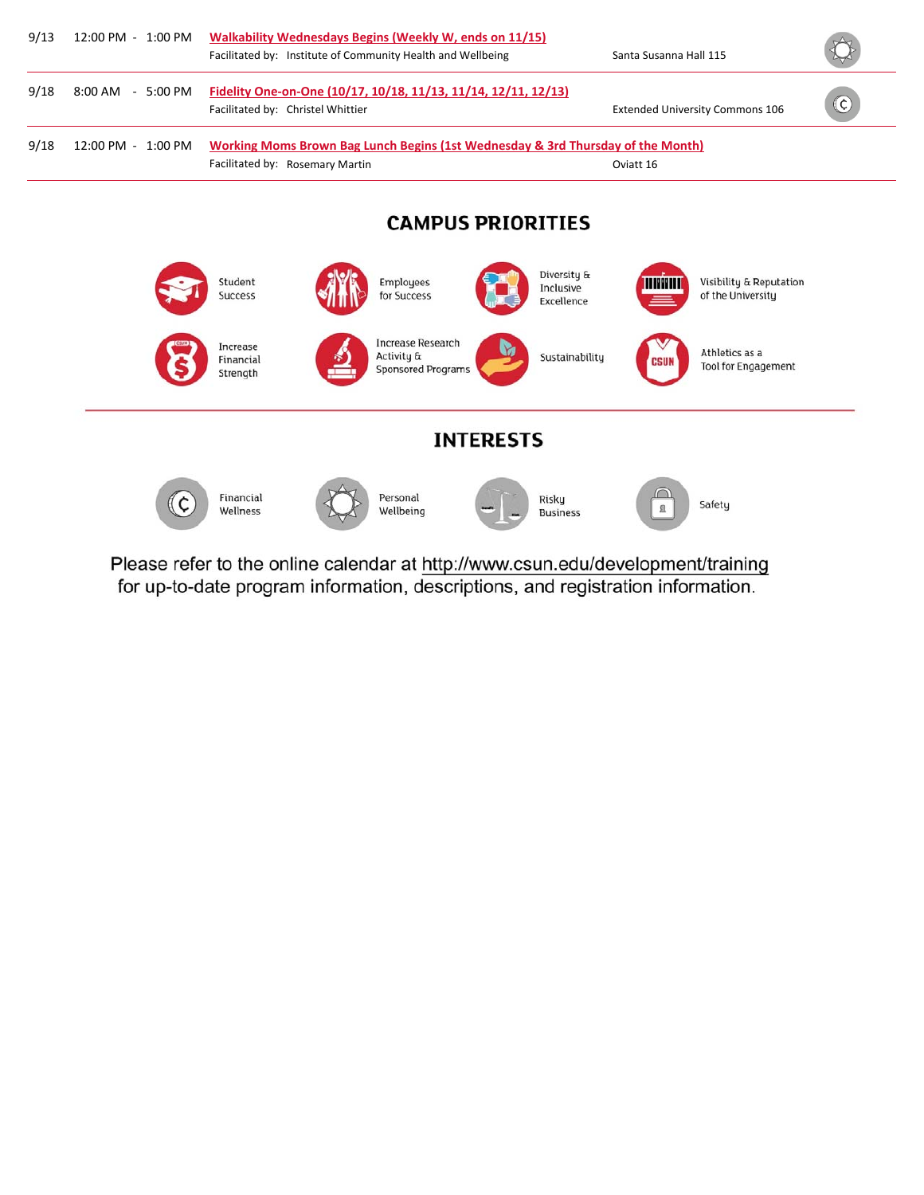| | | | | |
|---|---|---|---|---|
| 9/13 | 12:00 PM - 1:00 PM | **Walkability Wednesdays Begins (Weekly W, ends on 11/15)**<br>Facilitated by: Institute of Community Health and Wellbeing | Santa Susanna Hall 115 | |
| 9/18 | 8:00 AM - 5:00 PM | **Fidelity One-on-One (10/17, 10/18, 11/13, 11/14, 12/11, 12/13)**<br>Facilitated by: Christel Whittier | Extended University Commons 106 | |
| 9/18 | 12:00 PM - 1:00 PM | **Working Moms Brown Bag Lunch Begins (1st Wednesday & 3rd Thursday of the Month)**<br>Facilitated by: Rosemary Martin | Oviatt 16 | |

## CAMPUS PRIORITIES

Student Success

Employees for Success

Diversity & Inclusive Excellence

Visibility & Reputation of the University

Increase Financial Strength

Increase Research Activity & Sponsored Programs

Sustainability

Athletics as a Tool for Engagement

## INTERESTS

Financial Wellness

Personal Wellbeing

Risky Business

Safety

Please refer to the online calendar at http://www.csun.edu/development/training for up-to-date program information, descriptions, and registration information.